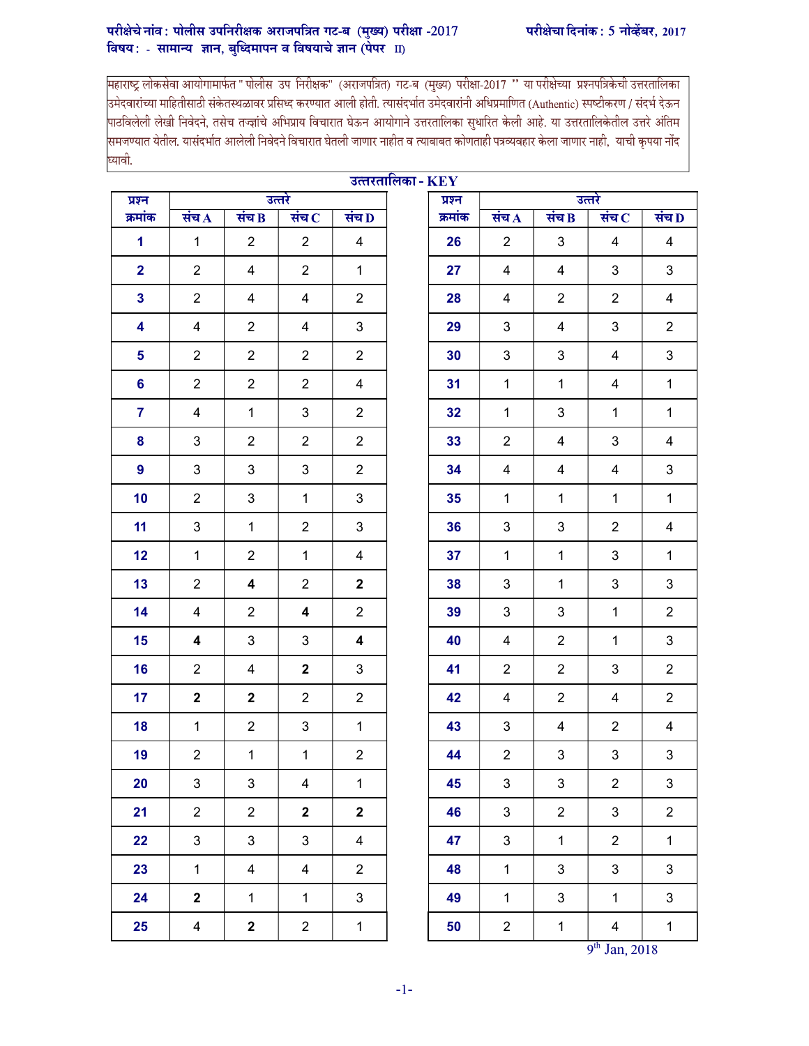**परीक्षेचे नांव : पोलीस उपनिरीक्षक अराजपत्रित गट-ब (मुख्य) परीक्षा -2017** **परीक्षेचा दिनांक : 5 नोव्हेंबर, 2017**

**विषय : - सामान्य ज्ञान, बुध्दिमापन व विषयाचे ज्ञान (पेपर II)**

महाराष्ट्र लोकसेवा आयोगामार्फत "पोलीस उप निरीक्षक" (अराजपत्रित) गट-ब (मुख्य) परीक्षा-2017 " या परीक्षेच्या प्रश्नपत्रिकेची उत्तरतालिका उमेदवारांच्या माहितीसाठी संकेतस्थळावर प्रसिध्द करण्यात आली होती. त्यासंदर्भात उमेदवारांनी अधिप्रमाणित (Authentic) स्पष्टीकरण / संदर्भ देऊन पाठविलेली लेखी निवेदने, तसेच तज्ज्ञांचे अभिप्राय विचारात घेऊन आयोगाने उत्तरतालिका सुधारित केली आहे. या उत्तरतालिकेतील उत्तरे अंतिम समजण्यात येतील. यासंदर्भात आलेली निवेदने विचारात घेतली जाणार नाहीत व त्याबाबत कोणताही पत्रव्यवहार केला जाणार नाही, याची कृपया नोंद घ्यावी.

## उत्तरतालिका - KEY

| प्रश्न क्रमांक | उत्तरे संच A | संच B | संच C | संच D |
|---|---|---|---|---|
| 1 | 1 | 2 | 2 | 4 |
| 2 | 2 | 4 | 2 | 1 |
| 3 | 2 | 4 | 4 | 2 |
| 4 | 4 | 2 | 4 | 3 |
| 5 | 2 | 2 | 2 | 2 |
| 6 | 2 | 2 | 2 | 4 |
| 7 | 4 | 1 | 3 | 2 |
| 8 | 3 | 2 | 2 | 2 |
| 9 | 3 | 3 | 3 | 2 |
| 10 | 2 | 3 | 1 | 3 |
| 11 | 3 | 1 | 2 | 3 |
| 12 | 1 | 2 | 1 | 4 |
| 13 | 2 | **4** | 2 | **2** |
| 14 | 4 | 2 | **4** | 2 |
| 15 | **4** | 3 | 3 | **4** |
| 16 | 2 | 4 | **2** | 3 |
| 17 | **2** | **2** | 2 | 2 |
| 18 | 1 | 2 | 3 | 1 |
| 19 | 2 | 1 | 1 | 2 |
| 20 | 3 | 3 | 4 | 1 |
| 21 | 2 | 2 | **2** | **2** |
| 22 | 3 | 3 | 3 | 4 |
| 23 | 1 | 4 | 4 | 2 |
| 24 | **2** | 1 | 1 | 3 |
| 25 | 4 | **2** | 2 | 1 |

| प्रश्न क्रमांक | उत्तरे संच A | संच B | संच C | संच D |
|---|---|---|---|---|
| 26 | 2 | 3 | 4 | 4 |
| 27 | 4 | 4 | 3 | 3 |
| 28 | 4 | 2 | 2 | 4 |
| 29 | 3 | 4 | 3 | 2 |
| 30 | 3 | 3 | 4 | 3 |
| 31 | 1 | 1 | 4 | 1 |
| 32 | 1 | 3 | 1 | 1 |
| 33 | 2 | 4 | 3 | 4 |
| 34 | 4 | 4 | 4 | 3 |
| 35 | 1 | 1 | 1 | 1 |
| 36 | 3 | 3 | 2 | 4 |
| 37 | 1 | 1 | 3 | 1 |
| 38 | 3 | 1 | 3 | 3 |
| 39 | 3 | 3 | 1 | 2 |
| 40 | 4 | 2 | 1 | 3 |
| 41 | 2 | 2 | 3 | 2 |
| 42 | 4 | 2 | 4 | 2 |
| 43 | 3 | 4 | 2 | 4 |
| 44 | 2 | 3 | 3 | 3 |
| 45 | 3 | 3 | 2 | 3 |
| 46 | 3 | 2 | 3 | 2 |
| 47 | 3 | 1 | 2 | 1 |
| 48 | 1 | 3 | 3 | 3 |
| 49 | 1 | 3 | 1 | 3 |
| 50 | 2 | 1 | 4 | 1 |

9th Jan, 2018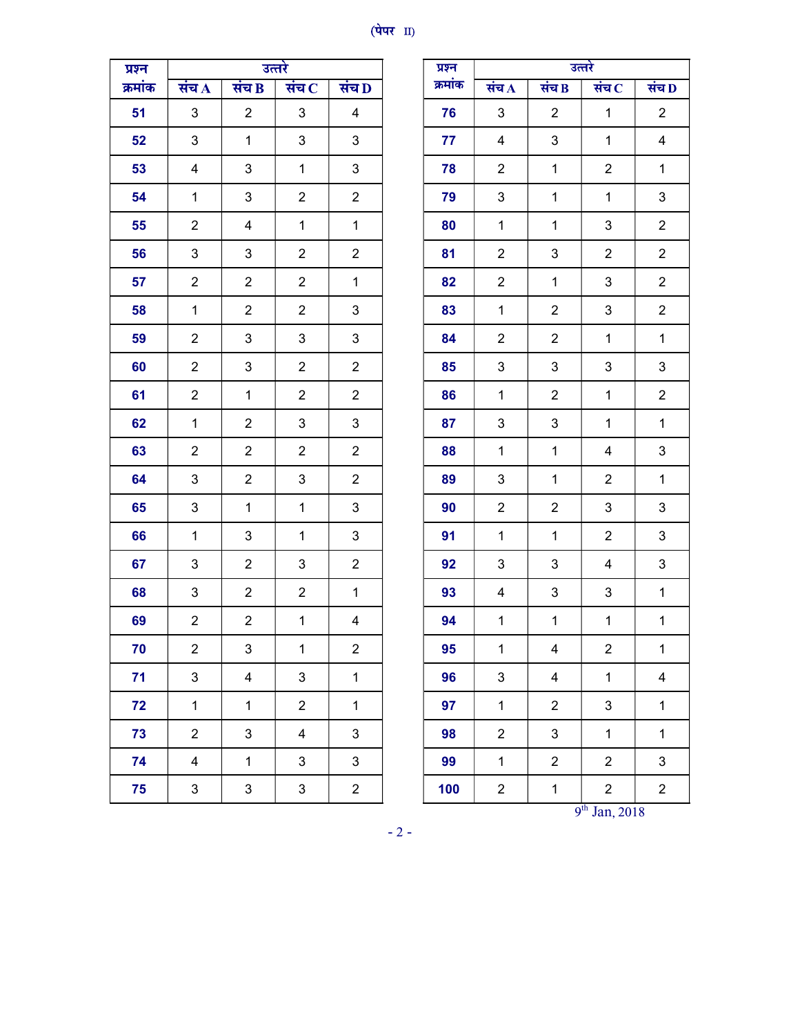(पेपर II)

| प्रश्न क्रमांक | उत्तरे | | | |
|---|---|---|---|---|
| | संच A | संच B | संच C | संच D |
| 51 | 3 | 2 | 3 | 4 |
| 52 | 3 | 1 | 3 | 3 |
| 53 | 4 | 3 | 1 | 3 |
| 54 | 1 | 3 | 2 | 2 |
| 55 | 2 | 4 | 1 | 1 |
| 56 | 3 | 3 | 2 | 2 |
| 57 | 2 | 2 | 2 | 1 |
| 58 | 1 | 2 | 2 | 3 |
| 59 | 2 | 3 | 3 | 3 |
| 60 | 2 | 3 | 2 | 2 |
| 61 | 2 | 1 | 2 | 2 |
| 62 | 1 | 2 | 3 | 3 |
| 63 | 2 | 2 | 2 | 2 |
| 64 | 3 | 2 | 3 | 2 |
| 65 | 3 | 1 | 1 | 3 |
| 66 | 1 | 3 | 1 | 3 |
| 67 | 3 | 2 | 3 | 2 |
| 68 | 3 | 2 | 2 | 1 |
| 69 | 2 | 2 | 1 | 4 |
| 70 | 2 | 3 | 1 | 2 |
| 71 | 3 | 4 | 3 | 1 |
| 72 | 1 | 1 | 2 | 1 |
| 73 | 2 | 3 | 4 | 3 |
| 74 | 4 | 1 | 3 | 3 |
| 75 | 3 | 3 | 3 | 2 |

| प्रश्न क्रमांक | उत्तरे | | | |
|---|---|---|---|---|
| | संच A | संच B | संच C | संच D |
| 76 | 3 | 2 | 1 | 2 |
| 77 | 4 | 3 | 1 | 4 |
| 78 | 2 | 1 | 2 | 1 |
| 79 | 3 | 1 | 1 | 3 |
| 80 | 1 | 1 | 3 | 2 |
| 81 | 2 | 3 | 2 | 2 |
| 82 | 2 | 1 | 3 | 2 |
| 83 | 1 | 2 | 3 | 2 |
| 84 | 2 | 2 | 1 | 1 |
| 85 | 3 | 3 | 3 | 3 |
| 86 | 1 | 2 | 1 | 2 |
| 87 | 3 | 3 | 1 | 1 |
| 88 | 1 | 1 | 4 | 3 |
| 89 | 3 | 1 | 2 | 1 |
| 90 | 2 | 2 | 3 | 3 |
| 91 | 1 | 1 | 2 | 3 |
| 92 | 3 | 3 | 4 | 3 |
| 93 | 4 | 3 | 3 | 1 |
| 94 | 1 | 1 | 1 | 1 |
| 95 | 1 | 4 | 2 | 1 |
| 96 | 3 | 4 | 1 | 4 |
| 97 | 1 | 2 | 3 | 1 |
| 98 | 2 | 3 | 1 | 1 |
| 99 | 1 | 2 | 2 | 3 |
| 100 | 2 | 1 | 2 | 2 |

9th Jan, 2018